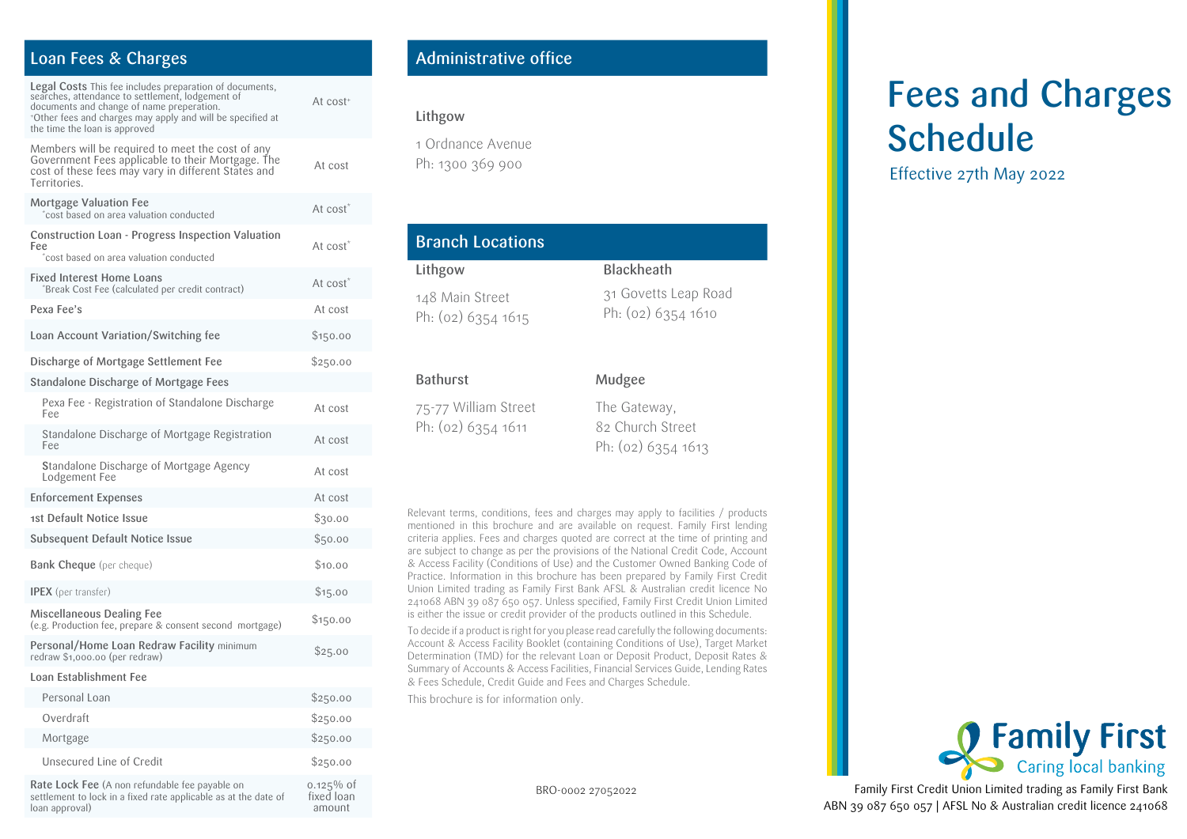## Loan Fees & Charges

| Fee | Amount |
|---|---|
| **Legal Costs** This fee includes preparation of documents, searches, attendance to settlement, lodgement of documents and change of name preperation. +Other fees and charges may apply and will be specified at the time the loan is approved | At cost+ |
| Members will be required to meet the cost of any Government Fees applicable to their Mortgage. The cost of these fees may vary in different States and Territories. | At cost |
| **Mortgage Valuation Fee** *cost based on area valuation conducted | At cost* |
| **Construction Loan - Progress Inspection Valuation Fee** *cost based on area valuation conducted | At cost* |
| **Fixed Interest Home Loans** *Break Cost Fee (calculated per credit contract) | At cost* |
| Pexa Fee's | At cost |
| Loan Account Variation/Switching fee | $150.00 |
| Discharge of Mortgage Settlement Fee | $250.00 |
| Standalone Discharge of Mortgage Fees | |
| Pexa Fee - Registration of Standalone Discharge Fee | At cost |
| Standalone Discharge of Mortgage Registration Fee | At cost |
| Standalone Discharge of Mortgage Agency Lodgement Fee | At cost |
| Enforcement Expenses | At cost |
| 1st Default Notice Issue | $30.00 |
| Subsequent Default Notice Issue | $50.00 |
| **Bank Cheque** (per cheque) | $10.00 |
| **IPEX** (per transfer) | $15.00 |
| **Miscellaneous Dealing Fee** (e.g. Production fee, prepare & consent second mortgage) | $150.00 |
| **Personal/Home Loan Redraw Facility** minimum redraw $1,000.00 (per redraw) | $25.00 |
| Loan Establishment Fee | |
| Personal Loan | $250.00 |
| Overdraft | $250.00 |
| Mortgage | $250.00 |
| Unsecured Line of Credit | $250.00 |
| **Rate Lock Fee** (A non refundable fee payable on settlement to lock in a fixed rate applicable as at the date of loan approval) | 0.125% of fixed loan amount |

## Administrative office

**Lithgow**

1 Ordnance Avenue
Ph: 1300 369 900

## Branch Locations

**Lithgow**

148 Main Street
Ph: (02) 6354 1615

**Blackheath**

31 Govetts Leap Road
Ph: (02) 6354 1610

**Bathurst**

75-77 William Street
Ph: (02) 6354 1611

**Mudgee**

The Gateway,
82 Church Street
Ph: (02) 6354 1613

Relevant terms, conditions, fees and charges may apply to facilities / products mentioned in this brochure and are available on request. Family First lending criteria applies. Fees and charges quoted are correct at the time of printing and are subject to change as per the provisions of the National Credit Code, Account & Access Facility (Conditions of Use) and the Customer Owned Banking Code of Practice. Information in this brochure has been prepared by Family First Credit Union Limited trading as Family First Bank AFSL & Australian credit licence No 241068 ABN 39 087 650 057. Unless specified, Family First Credit Union Limited is either the issue or credit provider of the products outlined in this Schedule.

To decide if a product is right for you please read carefully the following documents: Account & Access Facility Booklet (containing Conditions of Use), Target Market Determination (TMD) for the relevant Loan or Deposit Product, Deposit Rates & Summary of Accounts & Access Facilities, Financial Services Guide, Lending Rates & Fees Schedule, Credit Guide and Fees and Charges Schedule.

This brochure is for information only.

BRO-0002 27052022

# Fees and Charges Schedule

Effective 27th May 2022

Family First
Caring local banking

Family First Credit Union Limited trading as Family First Bank
ABN 39 087 650 057 | AFSL No & Australian credit licence 241068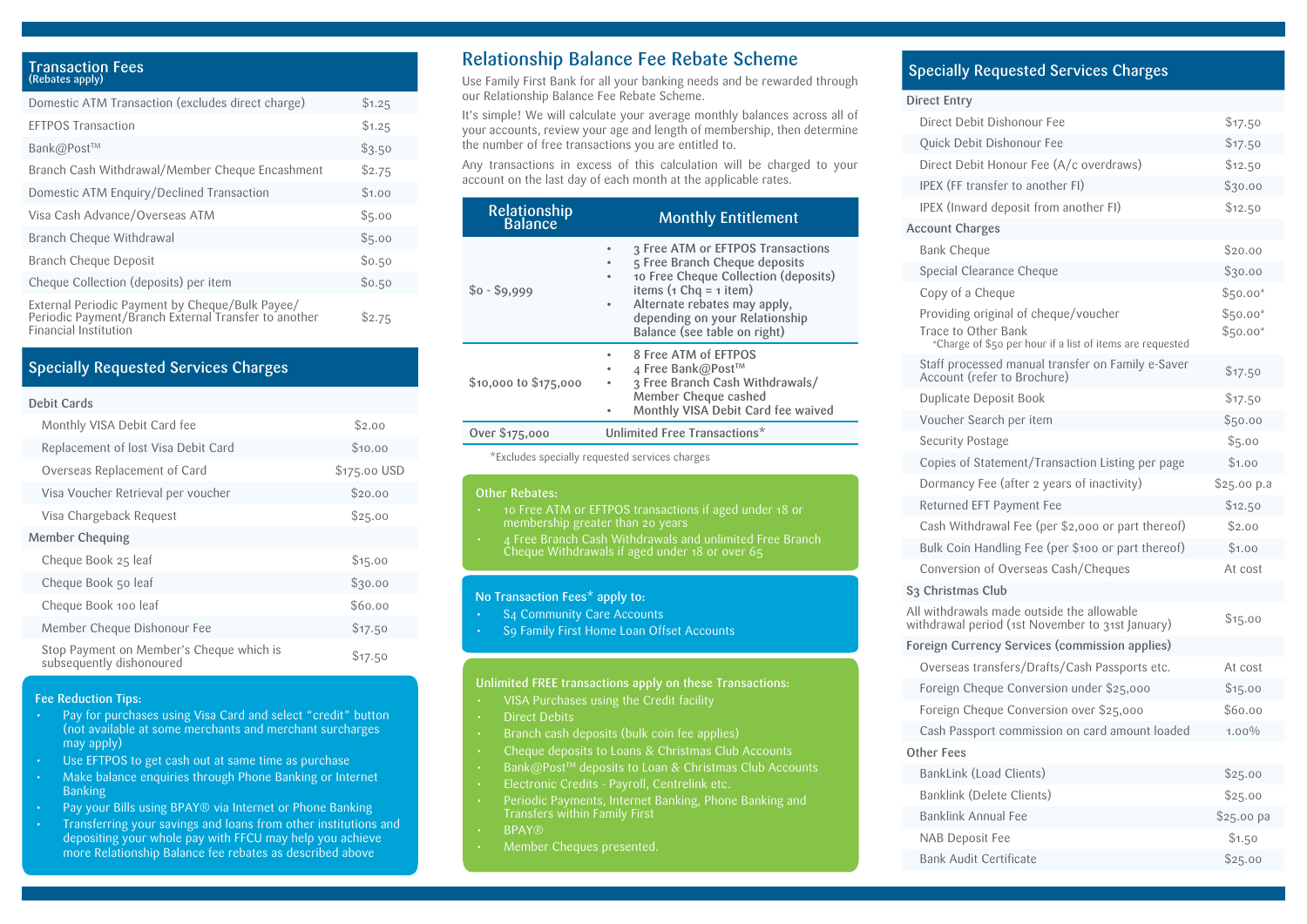## Transaction Fees
(Rebates apply)

| | |
|---|---|
| Domestic ATM Transaction (excludes direct charge) | $1.25 |
| EFTPOS Transaction | $1.25 |
| Bank@Post™ | $3.50 |
| Branch Cash Withdrawal/Member Cheque Encashment | $2.75 |
| Domestic ATM Enquiry/Declined Transaction | $1.00 |
| Visa Cash Advance/Overseas ATM | $5.00 |
| Branch Cheque Withdrawal | $5.00 |
| Branch Cheque Deposit | $0.50 |
| Cheque Collection (deposits) per item | $0.50 |
| External Periodic Payment by Cheque/Bulk Payee/ Periodic Payment/Branch External Transfer to another Financial Institution | $2.75 |

## Specially Requested Services Charges

| | |
|---|---|
| **Debit Cards** | |
| Monthly VISA Debit Card fee | $2.00 |
| Replacement of lost Visa Debit Card | $10.00 |
| Overseas Replacement of Card | $175.00 USD |
| Visa Voucher Retrieval per voucher | $20.00 |
| Visa Chargeback Request | $25.00 |
| **Member Chequing** | |
| Cheque Book 25 leaf | $15.00 |
| Cheque Book 50 leaf | $30.00 |
| Cheque Book 100 leaf | $60.00 |
| Member Cheque Dishonour Fee | $17.50 |
| Stop Payment on Member's Cheque which is subsequently dishonoured | $17.50 |

**Fee Reduction Tips:**

- Pay for purchases using Visa Card and select "credit" button (not available at some merchants and merchant surcharges may apply)
- Use EFTPOS to get cash out at same time as purchase
- Make balance enquiries through Phone Banking or Internet Banking
- Pay your Bills using BPAY® via Internet or Phone Banking
- Transferring your savings and loans from other institutions and depositing your whole pay with FFCU may help you achieve more Relationship Balance fee rebates as described above

## Relationship Balance Fee Rebate Scheme

Use Family First Bank for all your banking needs and be rewarded through our Relationship Balance Fee Rebate Scheme.

It's simple! We will calculate your average monthly balances across all of your accounts, review your age and length of membership, then determine the number of free transactions you are entitled to.

Any transactions in excess of this calculation will be charged to your account on the last day of each month at the applicable rates.

| Relationship Balance | Monthly Entitlement |
|---|---|
| $0 - $9,999 | • 3 Free ATM or EFTPOS Transactions<br>• 5 Free Branch Cheque deposits<br>• 10 Free Cheque Collection (deposits) items (1 Chq = 1 item)<br>• Alternate rebates may apply, depending on your Relationship Balance (see table on right) |
| $10,000 to $175,000 | • 8 Free ATM of EFTPOS<br>• 4 Free Bank@Post™<br>• 3 Free Branch Cash Withdrawals/ Member Cheque cashed<br>• Monthly VISA Debit Card fee waived |
| Over $175,000 | Unlimited Free Transactions* |

*Excludes specially requested services charges

**Other Rebates:**

- 10 Free ATM or EFTPOS transactions if aged under 18 or membership greater than 20 years
- 4 Free Branch Cash Withdrawals and unlimited Free Branch Cheque Withdrawals if aged under 18 or over 65

**No Transaction Fees* apply to:**

- S4 Community Care Accounts
- S9 Family First Home Loan Offset Accounts

**Unlimited FREE transactions apply on these Transactions:**

- VISA Purchases using the Credit facility
- Direct Debits
- Branch cash deposits (bulk coin fee applies)
- Cheque deposits to Loans & Christmas Club Accounts
- Bank@Post™ deposits to Loan & Christmas Club Accounts
- Electronic Credits - Payroll, Centrelink etc.
- Periodic Payments, Internet Banking, Phone Banking and Transfers within Family First
- BPAY®
- Member Cheques presented.

## Specially Requested Services Charges

| | |
|---|---|
| **Direct Entry** | |
| Direct Debit Dishonour Fee | $17.50 |
| Quick Debit Dishonour Fee | $17.50 |
| Direct Debit Honour Fee (A/c overdraws) | $12.50 |
| IPEX (FF transfer to another FI) | $30.00 |
| IPEX (Inward deposit from another FI) | $12.50 |
| **Account Charges** | |
| Bank Cheque | $20.00 |
| Special Clearance Cheque | $30.00 |
| Copy of a Cheque | $50.00* |
| Providing original of cheque/voucher | $50.00* |
| Trace to Other Bank<br>*Charge of $50 per hour if a list of items are requested | $50.00* |
| Staff processed manual transfer on Family e-Saver Account (refer to Brochure) | $17.50 |
| Duplicate Deposit Book | $17.50 |
| Voucher Search per item | $50.00 |
| Security Postage | $5.00 |
| Copies of Statement/Transaction Listing per page | $1.00 |
| Dormancy Fee (after 2 years of inactivity) | $25.00 p.a |
| Returned EFT Payment Fee | $12.50 |
| Cash Withdrawal Fee (per $2,000 or part thereof) | $2.00 |
| Bulk Coin Handling Fee (per $100 or part thereof) | $1.00 |
| Conversion of Overseas Cash/Cheques | At cost |
| **S3 Christmas Club** | |
| All withdrawals made outside the allowable withdrawal period (1st November to 31st January) | $15.00 |
| **Foreign Currency Services (commission applies)** | |
| Overseas transfers/Drafts/Cash Passports etc. | At cost |
| Foreign Cheque Conversion under $25,000 | $15.00 |
| Foreign Cheque Conversion over $25,000 | $60.00 |
| Cash Passport commission on card amount loaded | 1.00% |
| **Other Fees** | |
| BankLink (Load Clients) | $25.00 |
| Banklink (Delete Clients) | $25.00 |
| Banklink Annual Fee | $25.00 pa |
| NAB Deposit Fee | $1.50 |
| Bank Audit Certificate | $25.00 |